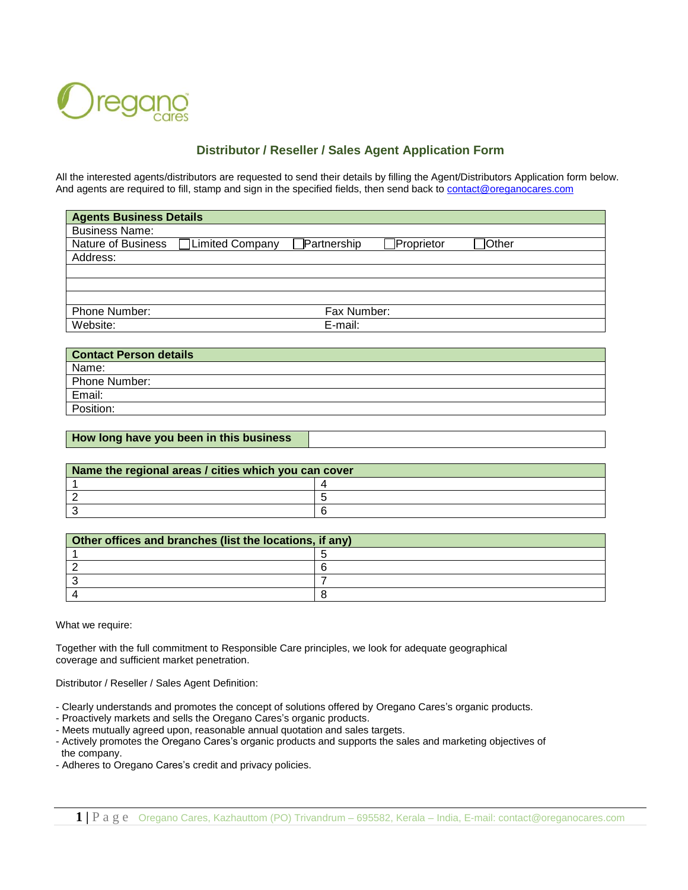# Distributor / Reseller / Sales Agent Application Form

All the interested agents/distributors are requested to send their details by filling the Agent/Distributors Application form below. And agents are required to fill, stamp and sign in the specified fields, then send back to contact@oreganocares.com

| **Agents Business Details** | | | | |
|---|---|---|---|---|
| Business Name: | | | | |
| Nature of Business | ☐Limited Company | ☐Partnership | ☐Proprietor | ☐Other |
| Address: | | | | |
| | | | | |
| | | | | |
| | | | | |
| Phone Number: | | Fax Number: | | |
| Website: | | E-mail: | | |

| **Contact Person details** |
|---|
| Name: |
| Phone Number: |
| Email: |
| Position: |

| **How long have you been in this business** | |
|---|---|

| **Name the regional areas / cities which you can cover** | |
|---|---|
| 1 | 4 |
| 2 | 5 |
| 3 | 6 |

| **Other offices and branches (list the locations, if any)** | |
|---|---|
| 1 | 5 |
| 2 | 6 |
| 3 | 7 |
| 4 | 8 |

What we require:

Together with the full commitment to Responsible Care principles, we look for adequate geographical coverage and sufficient market penetration.

Distributor / Reseller / Sales Agent Definition:

- Clearly understands and promotes the concept of solutions offered by Oregano Cares's organic products.
- Proactively markets and sells the Oregano Cares's organic products.
- Meets mutually agreed upon, reasonable annual quotation and sales targets.
- Actively promotes the Oregano Cares's organic products and supports the sales and marketing objectives of the company.
- Adheres to Oregano Cares's credit and privacy policies.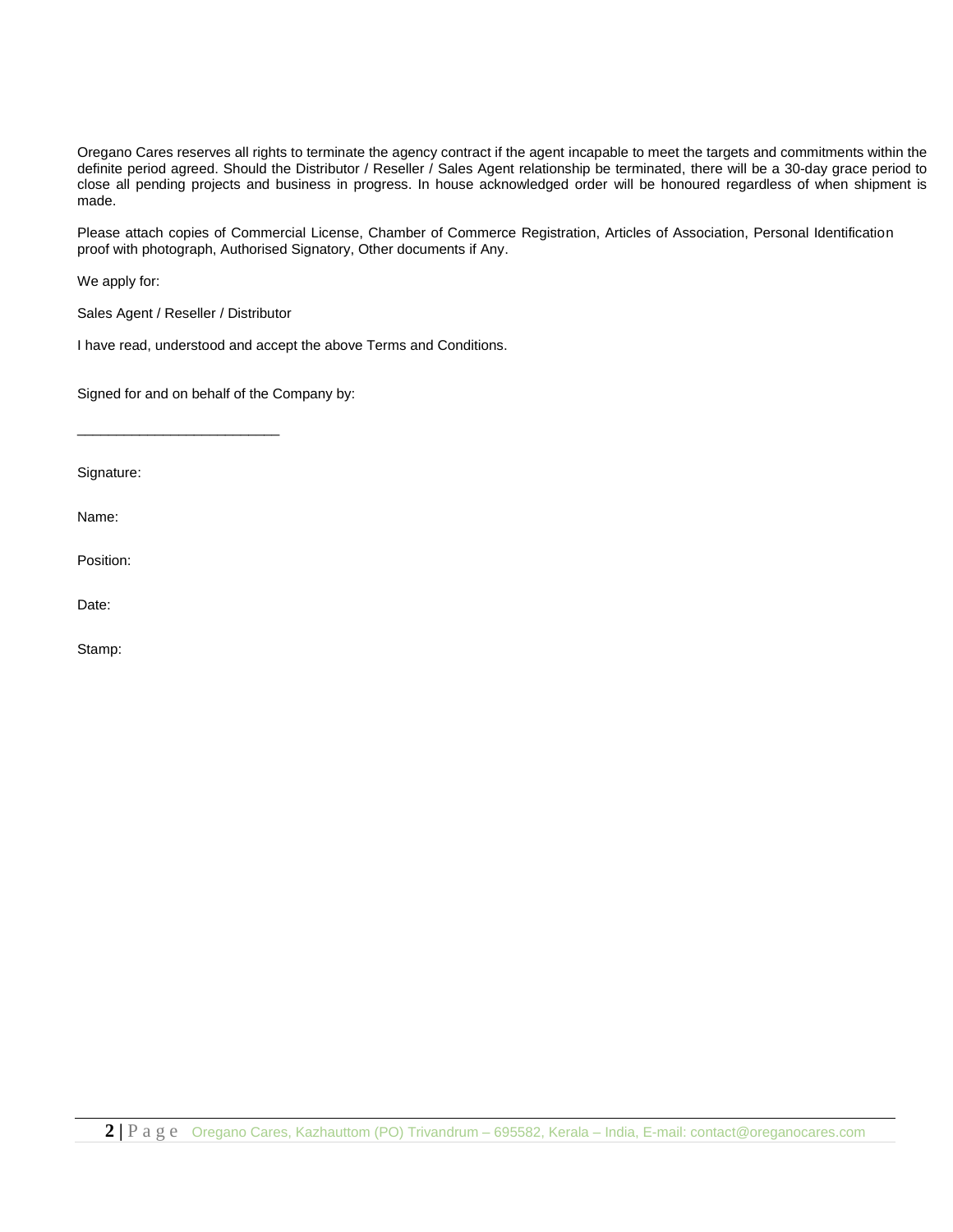Oregano Cares reserves all rights to terminate the agency contract if the agent incapable to meet the targets and commitments within the definite period agreed. Should the Distributor / Reseller / Sales Agent relationship be terminated, there will be a 30-day grace period to close all pending projects and business in progress. In house acknowledged order will be honoured regardless of when shipment is made.

Please attach copies of Commercial License, Chamber of Commerce Registration, Articles of Association, Personal Identification proof with photograph, Authorised Signatory, Other documents if Any.

We apply for:

Sales Agent / Reseller / Distributor

I have read, understood and accept the above Terms and Conditions.

Signed for and on behalf of the Company by:

_________________________

Signature:

Name:

Position:

Date:

Stamp: